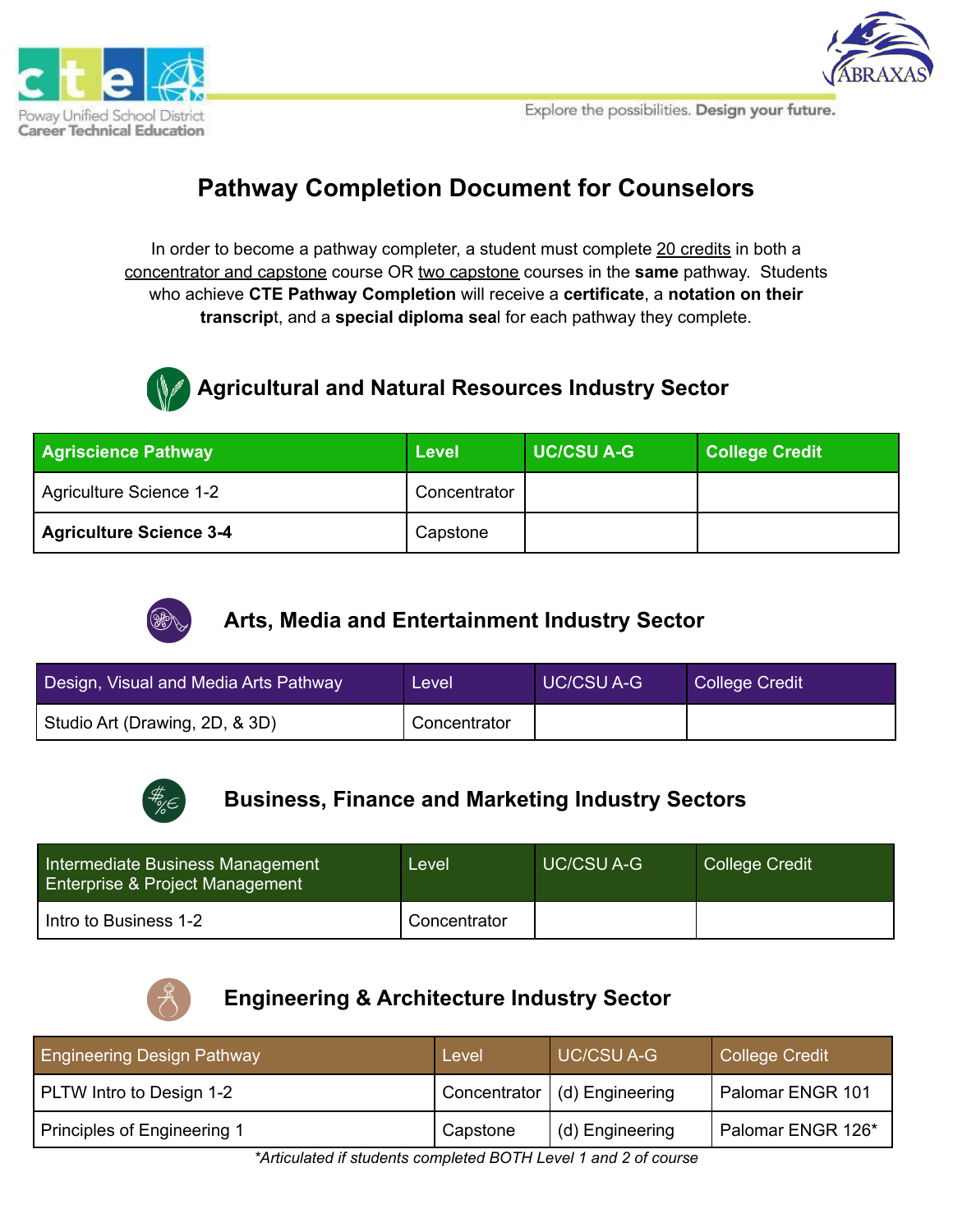# Pathway Completion Document for Counselors

In order to become a pathway completer, a student must complete 20 credits in both a concentrator and capstone course OR two capstone courses in the **same** pathway. Students who achieve **CTE Pathway Completion** will receive a **certificate**, a **notation on their transcript**, and a **special diploma seal** for each pathway they complete.

## Agricultural and Natural Resources Industry Sector

| Agriscience Pathway | Level | UC/CSU A-G | College Credit |
|---|---|---|---|
| Agriculture Science 1-2 | Concentrator | | |
| **Agriculture Science 3-4** | Capstone | | |

## Arts, Media and Entertainment Industry Sector

| Design, Visual and Media Arts Pathway | Level | UC/CSU A-G | College Credit |
|---|---|---|---|
| Studio Art (Drawing, 2D, & 3D) | Concentrator | | |

## Business, Finance and Marketing Industry Sectors

| Intermediate Business Management Enterprise & Project Management | Level | UC/CSU A-G | College Credit |
|---|---|---|---|
| Intro to Business 1-2 | Concentrator | | |

## Engineering & Architecture Industry Sector

| Engineering Design Pathway | Level | UC/CSU A-G | College Credit |
|---|---|---|---|
| PLTW Intro to Design 1-2 | Concentrator | (d) Engineering | Palomar ENGR 101 |
| Principles of Engineering 1 | Capstone | (d) Engineering | Palomar ENGR 126* |

*\*Articulated if students completed BOTH Level 1 and 2 of course*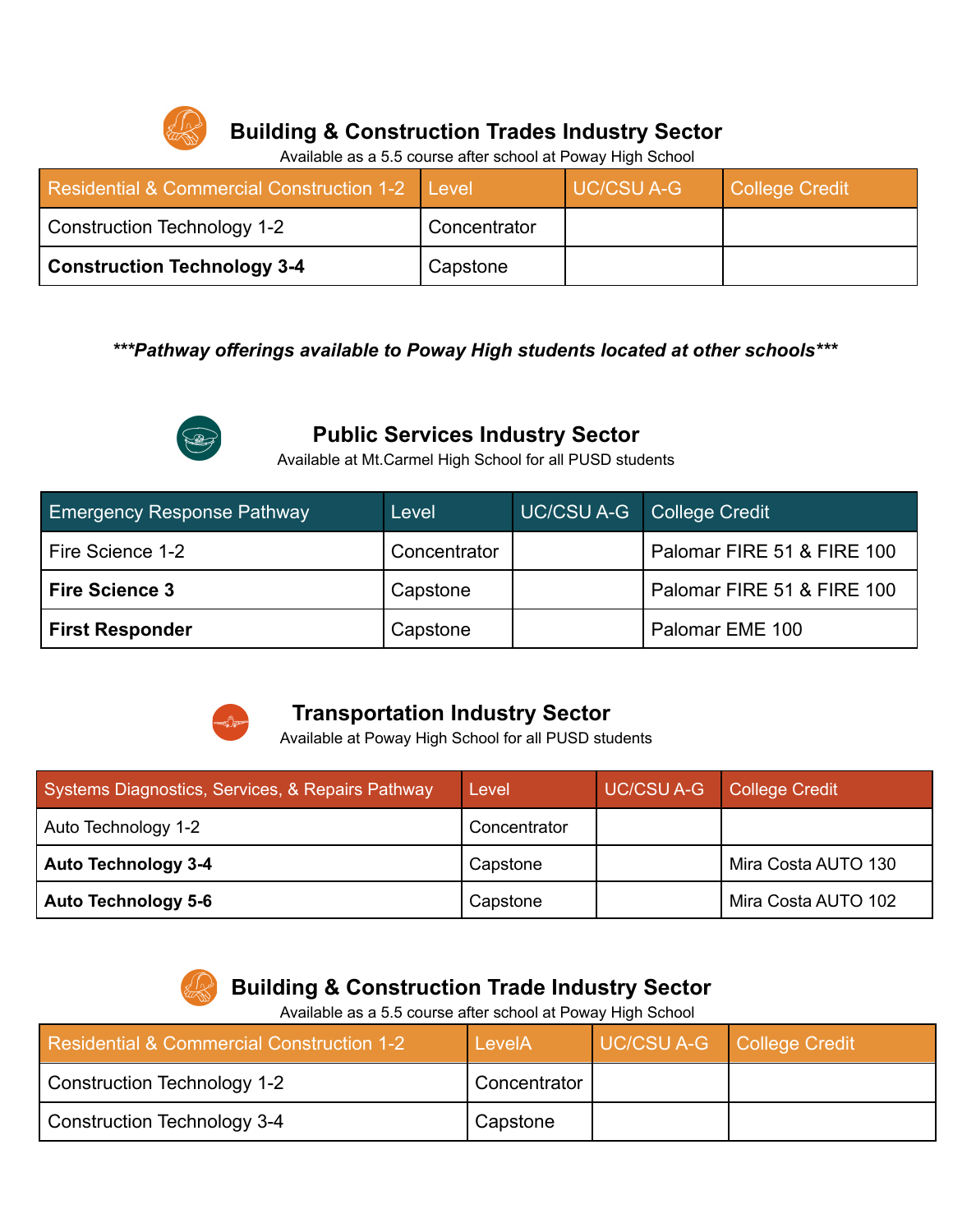## Building & Construction Trades Industry Sector

Available as a 5.5 course after school at Poway High School

| Residential & Commercial Construction 1-2 | Level | UC/CSU A-G | College Credit |
|---|---|---|---|
| Construction Technology 1-2 | Concentrator | | |
| **Construction Technology 3-4** | Capstone | | |

***\*\*\*Pathway offerings available to Poway High students located at other schools\*\*\****

## Public Services Industry Sector

Available at Mt.Carmel High School for all PUSD students

| Emergency Response Pathway | Level | UC/CSU A-G | College Credit |
|---|---|---|---|
| Fire Science 1-2 | Concentrator | | Palomar FIRE 51 & FIRE 100 |
| **Fire Science 3** | Capstone | | Palomar FIRE 51 & FIRE 100 |
| **First Responder** | Capstone | | Palomar EME 100 |

## Transportation Industry Sector

Available at Poway High School for all PUSD students

| Systems Diagnostics, Services, & Repairs Pathway | Level | UC/CSU A-G | College Credit |
|---|---|---|---|
| Auto Technology 1-2 | Concentrator | | |
| **Auto Technology 3-4** | Capstone | | Mira Costa AUTO 130 |
| **Auto Technology 5-6** | Capstone | | Mira Costa AUTO 102 |

## Building & Construction Trade Industry Sector

Available as a 5.5 course after school at Poway High School

| Residential & Commercial Construction 1-2 | LevelA | UC/CSU A-G | College Credit |
|---|---|---|---|
| Construction Technology 1-2 | Concentrator | | |
| Construction Technology 3-4 | Capstone | | |